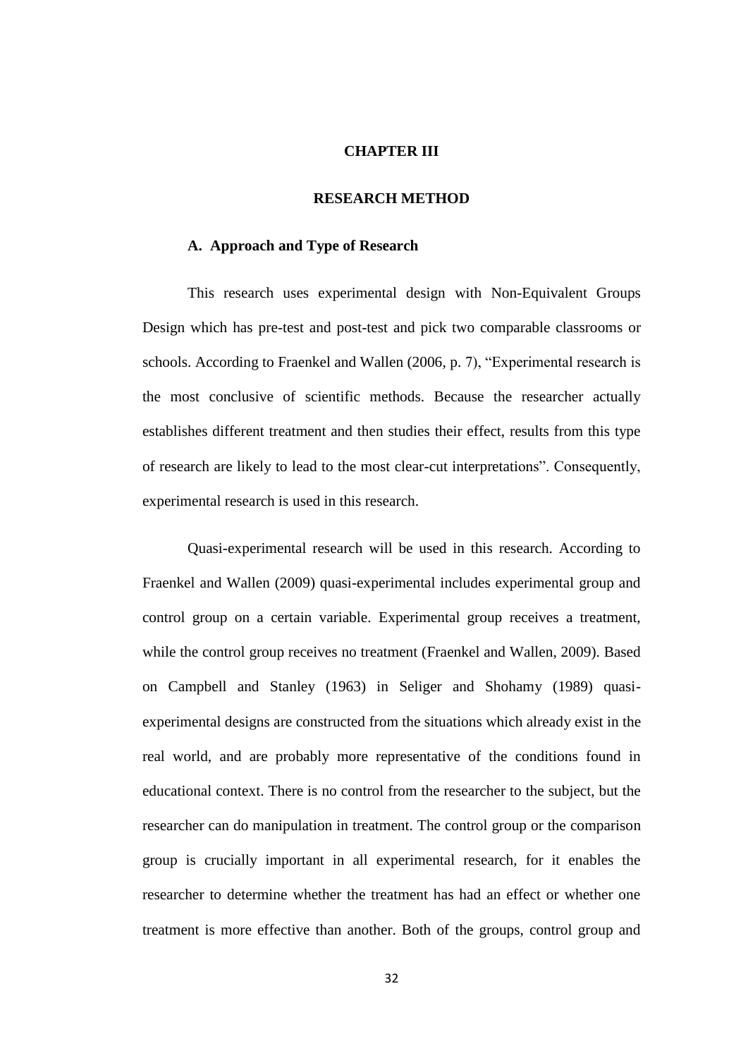# CHAPTER III

# RESEARCH METHOD

## A. Approach and Type of Research

This research uses experimental design with Non-Equivalent Groups Design which has pre-test and post-test and pick two comparable classrooms or schools. According to Fraenkel and Wallen (2006, p. 7), "Experimental research is the most conclusive of scientific methods. Because the researcher actually establishes different treatment and then studies their effect, results from this type of research are likely to lead to the most clear-cut interpretations". Consequently, experimental research is used in this research.

Quasi-experimental research will be used in this research. According to Fraenkel and Wallen (2009) quasi-experimental includes experimental group and control group on a certain variable. Experimental group receives a treatment, while the control group receives no treatment (Fraenkel and Wallen, 2009). Based on Campbell and Stanley (1963) in Seliger and Shohamy (1989) quasi-experimental designs are constructed from the situations which already exist in the real world, and are probably more representative of the conditions found in educational context. There is no control from the researcher to the subject, but the researcher can do manipulation in treatment. The control group or the comparison group is crucially important in all experimental research, for it enables the researcher to determine whether the treatment has had an effect or whether one treatment is more effective than another. Both of the groups, control group and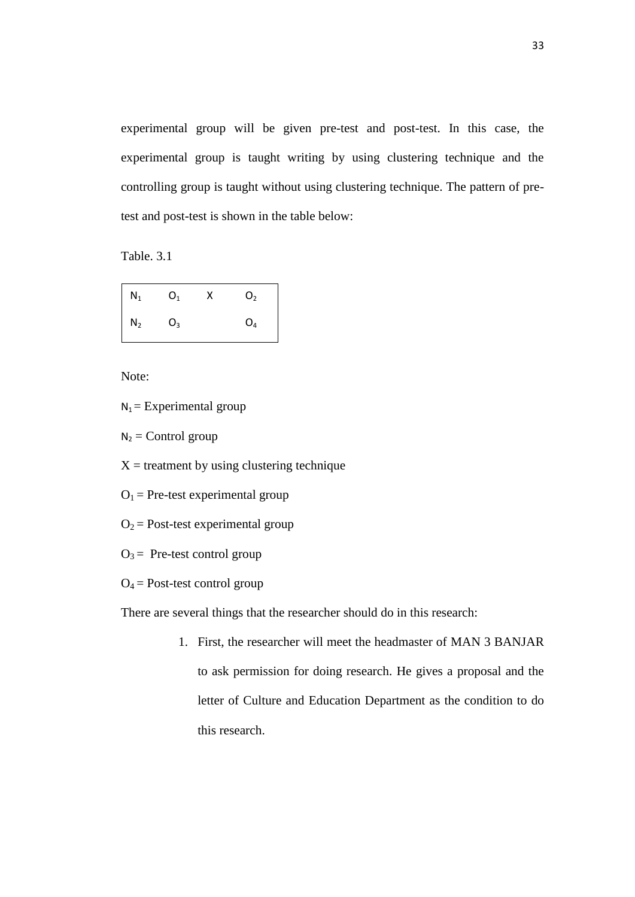experimental group will be given pre-test and post-test. In this case, the experimental group is taught writing by using clustering technique and the controlling group is taught without using clustering technique. The pattern of pre-test and post-test is shown in the table below:

Table. 3.1

| | | | |
|---|---|---|---|
| $N_1$ | $O_1$ | X | $O_2$ |
| $N_2$ | $O_3$ | | $O_4$ |

Note:

$N_1$ = Experimental group

$N_2$ = Control group

X = treatment by using clustering technique

$O_1$ = Pre-test experimental group

$O_2$ = Post-test experimental group

$O_3$ = Pre-test control group

$O_4$ = Post-test control group

There are several things that the researcher should do in this research:

1. First, the researcher will meet the headmaster of MAN 3 BANJAR to ask permission for doing research. He gives a proposal and the letter of Culture and Education Department as the condition to do this research.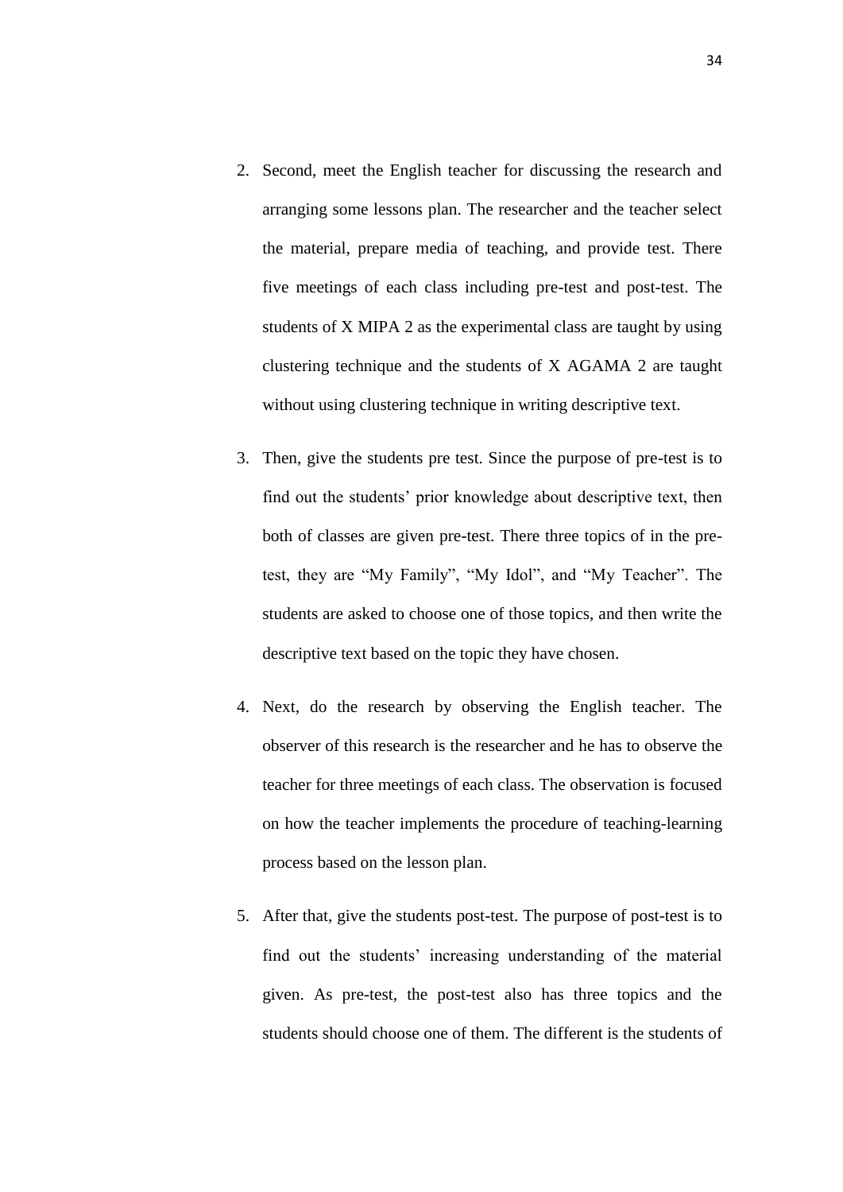2. Second, meet the English teacher for discussing the research and arranging some lessons plan. The researcher and the teacher select the material, prepare media of teaching, and provide test. There five meetings of each class including pre-test and post-test. The students of X MIPA 2 as the experimental class are taught by using clustering technique and the students of X AGAMA 2 are taught without using clustering technique in writing descriptive text.

3. Then, give the students pre test. Since the purpose of pre-test is to find out the students' prior knowledge about descriptive text, then both of classes are given pre-test. There three topics of in the pre-test, they are "My Family", "My Idol", and "My Teacher". The students are asked to choose one of those topics, and then write the descriptive text based on the topic they have chosen.

4. Next, do the research by observing the English teacher. The observer of this research is the researcher and he has to observe the teacher for three meetings of each class. The observation is focused on how the teacher implements the procedure of teaching-learning process based on the lesson plan.

5. After that, give the students post-test. The purpose of post-test is to find out the students' increasing understanding of the material given. As pre-test, the post-test also has three topics and the students should choose one of them. The different is the students of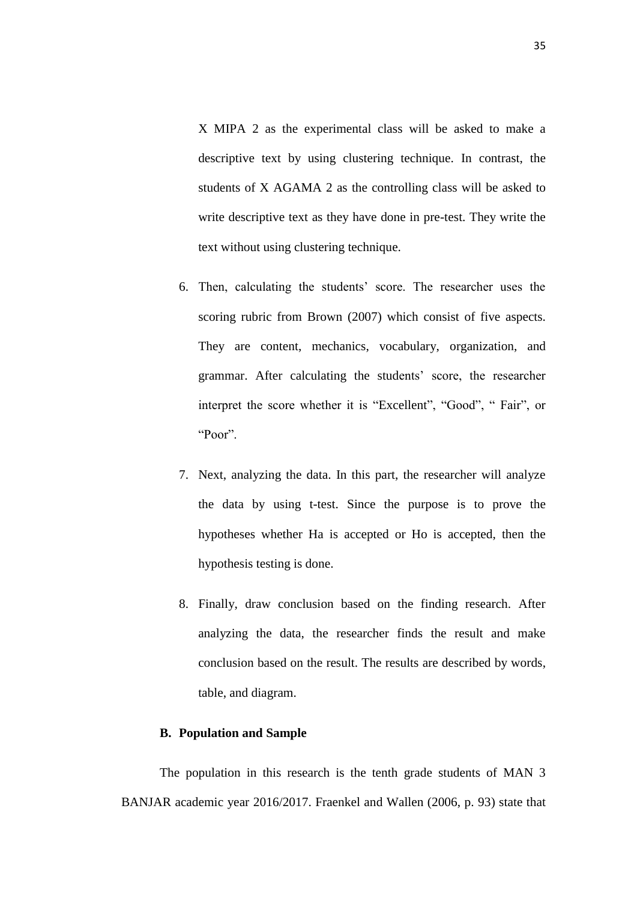X MIPA 2 as the experimental class will be asked to make a descriptive text by using clustering technique. In contrast, the students of X AGAMA 2 as the controlling class will be asked to write descriptive text as they have done in pre-test. They write the text without using clustering technique.

6. Then, calculating the students' score. The researcher uses the scoring rubric from Brown (2007) which consist of five aspects. They are content, mechanics, vocabulary, organization, and grammar. After calculating the students' score, the researcher interpret the score whether it is "Excellent", "Good", " Fair", or "Poor".
7. Next, analyzing the data. In this part, the researcher will analyze the data by using t-test. Since the purpose is to prove the hypotheses whether Ha is accepted or Ho is accepted, then the hypothesis testing is done.
8. Finally, draw conclusion based on the finding research. After analyzing the data, the researcher finds the result and make conclusion based on the result. The results are described by words, table, and diagram.

### B. Population and Sample

The population in this research is the tenth grade students of MAN 3 BANJAR academic year 2016/2017. Fraenkel and Wallen (2006, p. 93) state that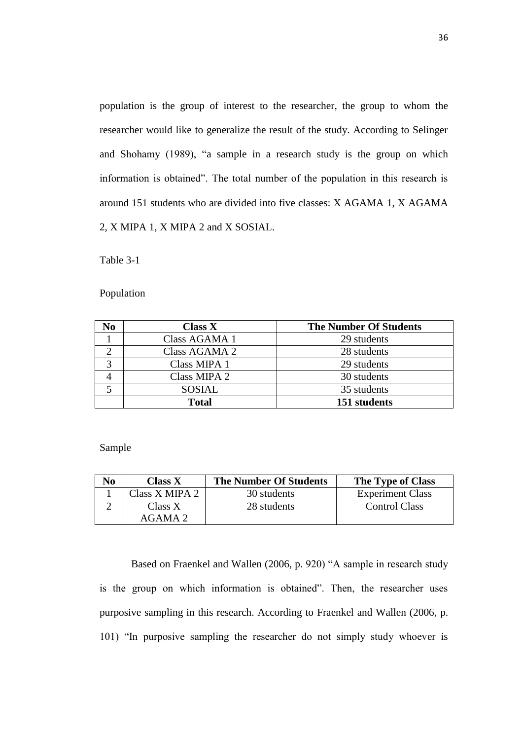population is the group of interest to the researcher, the group to whom the researcher would like to generalize the result of the study. According to Selinger and Shohamy (1989), "a sample in a research study is the group on which information is obtained". The total number of the population in this research is around 151 students who are divided into five classes: X AGAMA 1, X AGAMA 2, X MIPA 1, X MIPA 2 and X SOSIAL.

Table 3-1

Population

| No | Class X | The Number Of Students |
|---|---|---|
| 1 | Class AGAMA 1 | 29 students |
| 2 | Class AGAMA 2 | 28 students |
| 3 | Class MIPA 1 | 29 students |
| 4 | Class MIPA 2 | 30 students |
| 5 | SOSIAL | 35 students |
| | **Total** | **151 students** |

Sample

| No | Class X | The Number Of Students | The Type of Class |
|---|---|---|---|
| 1 | Class X MIPA 2 | 30 students | Experiment Class |
| 2 | Class X AGAMA 2 | 28 students | Control Class |

Based on Fraenkel and Wallen (2006, p. 920) "A sample in research study is the group on which information is obtained". Then, the researcher uses purposive sampling in this research. According to Fraenkel and Wallen (2006, p. 101) "In purposive sampling the researcher do not simply study whoever is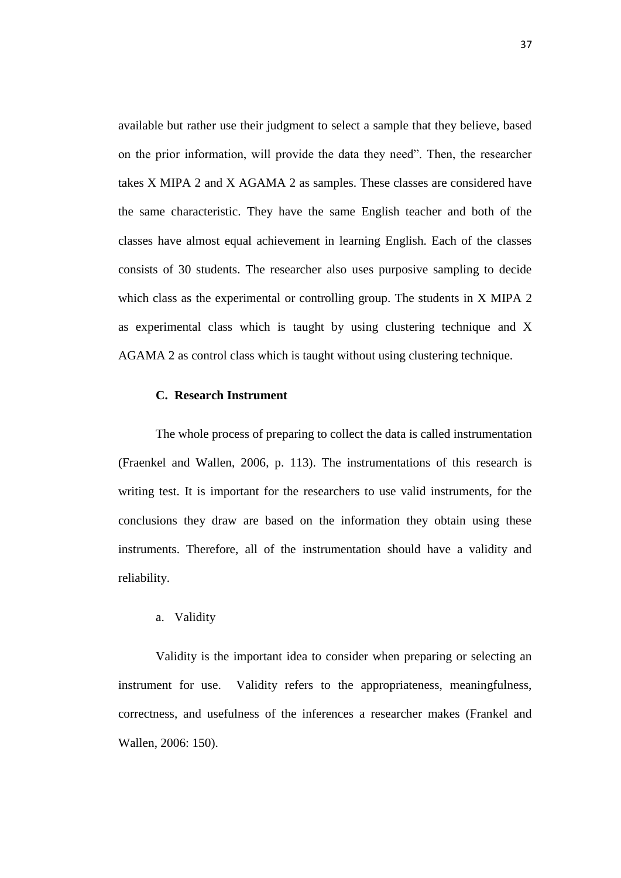available but rather use their judgment to select a sample that they believe, based on the prior information, will provide the data they need". Then, the researcher takes X MIPA 2 and X AGAMA 2 as samples. These classes are considered have the same characteristic. They have the same English teacher and both of the classes have almost equal achievement in learning English. Each of the classes consists of 30 students. The researcher also uses purposive sampling to decide which class as the experimental or controlling group. The students in X MIPA 2 as experimental class which is taught by using clustering technique and X AGAMA 2 as control class which is taught without using clustering technique.

## C. Research Instrument

The whole process of preparing to collect the data is called instrumentation (Fraenkel and Wallen, 2006, p. 113). The instrumentations of this research is writing test. It is important for the researchers to use valid instruments, for the conclusions they draw are based on the information they obtain using these instruments. Therefore, all of the instrumentation should have a validity and reliability.

a. Validity

Validity is the important idea to consider when preparing or selecting an instrument for use. Validity refers to the appropriateness, meaningfulness, correctness, and usefulness of the inferences a researcher makes (Frankel and Wallen, 2006: 150).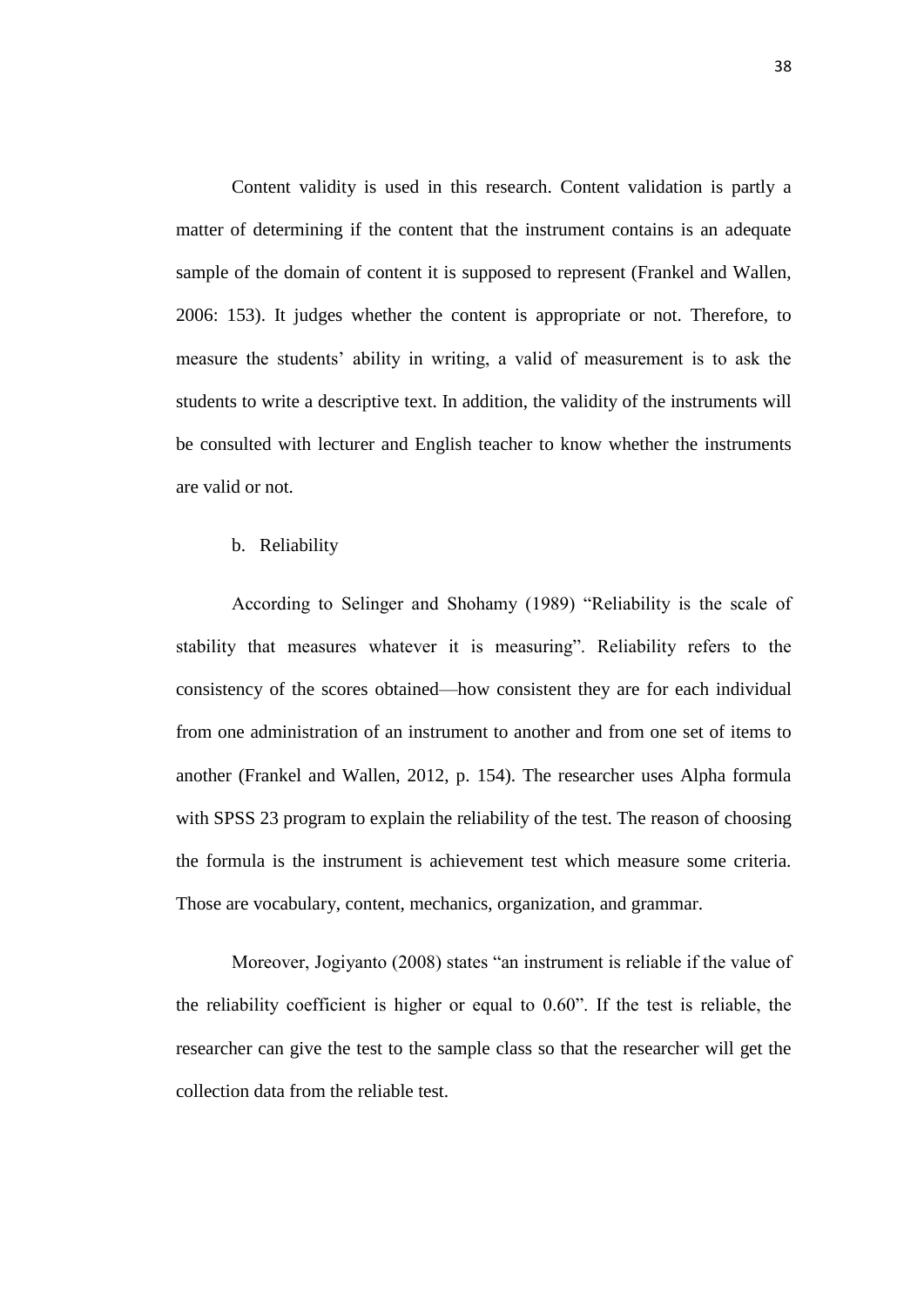Content validity is used in this research. Content validation is partly a matter of determining if the content that the instrument contains is an adequate sample of the domain of content it is supposed to represent (Frankel and Wallen, 2006: 153). It judges whether the content is appropriate or not. Therefore, to measure the students' ability in writing, a valid of measurement is to ask the students to write a descriptive text. In addition, the validity of the instruments will be consulted with lecturer and English teacher to know whether the instruments are valid or not.

b. Reliability

According to Selinger and Shohamy (1989) "Reliability is the scale of stability that measures whatever it is measuring". Reliability refers to the consistency of the scores obtained—how consistent they are for each individual from one administration of an instrument to another and from one set of items to another (Frankel and Wallen, 2012, p. 154). The researcher uses Alpha formula with SPSS 23 program to explain the reliability of the test. The reason of choosing the formula is the instrument is achievement test which measure some criteria. Those are vocabulary, content, mechanics, organization, and grammar.

Moreover, Jogiyanto (2008) states "an instrument is reliable if the value of the reliability coefficient is higher or equal to 0.60". If the test is reliable, the researcher can give the test to the sample class so that the researcher will get the collection data from the reliable test.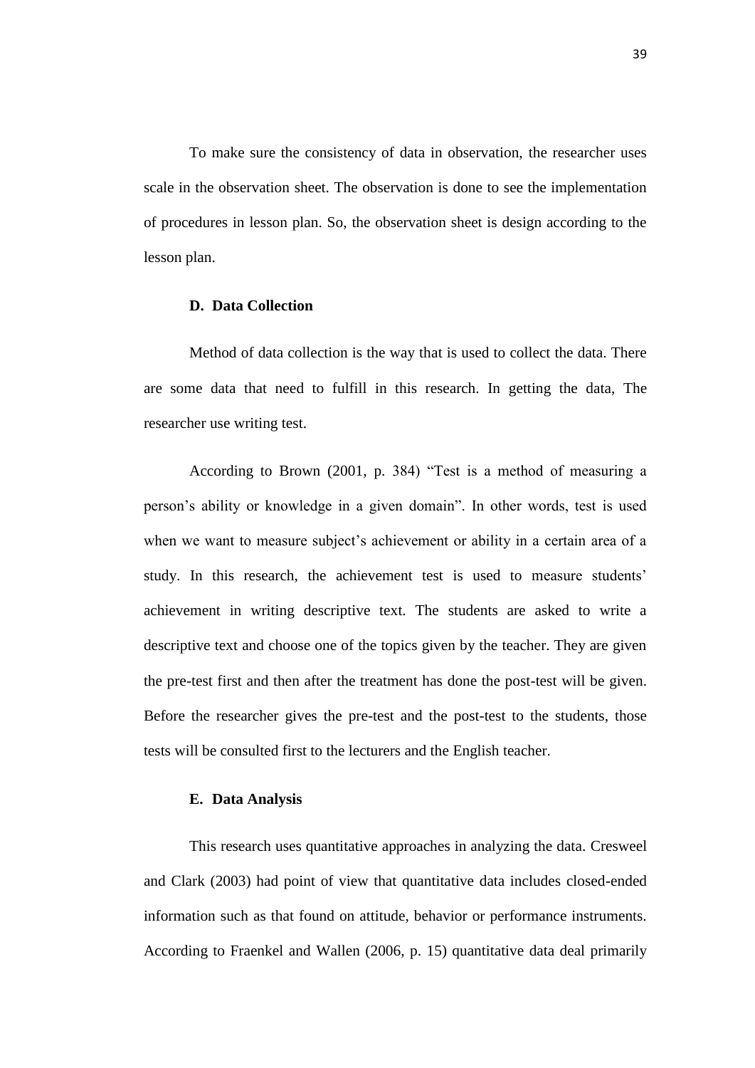To make sure the consistency of data in observation, the researcher uses scale in the observation sheet. The observation is done to see the implementation of procedures in lesson plan. So, the observation sheet is design according to the lesson plan.

### D. Data Collection

Method of data collection is the way that is used to collect the data. There are some data that need to fulfill in this research. In getting the data, The researcher use writing test.

According to Brown (2001, p. 384) "Test is a method of measuring a person's ability or knowledge in a given domain". In other words, test is used when we want to measure subject's achievement or ability in a certain area of a study. In this research, the achievement test is used to measure students' achievement in writing descriptive text. The students are asked to write a descriptive text and choose one of the topics given by the teacher. They are given the pre-test first and then after the treatment has done the post-test will be given. Before the researcher gives the pre-test and the post-test to the students, those tests will be consulted first to the lecturers and the English teacher.

### E. Data Analysis

This research uses quantitative approaches in analyzing the data. Cresweel and Clark (2003) had point of view that quantitative data includes closed-ended information such as that found on attitude, behavior or performance instruments. According to Fraenkel and Wallen (2006, p. 15) quantitative data deal primarily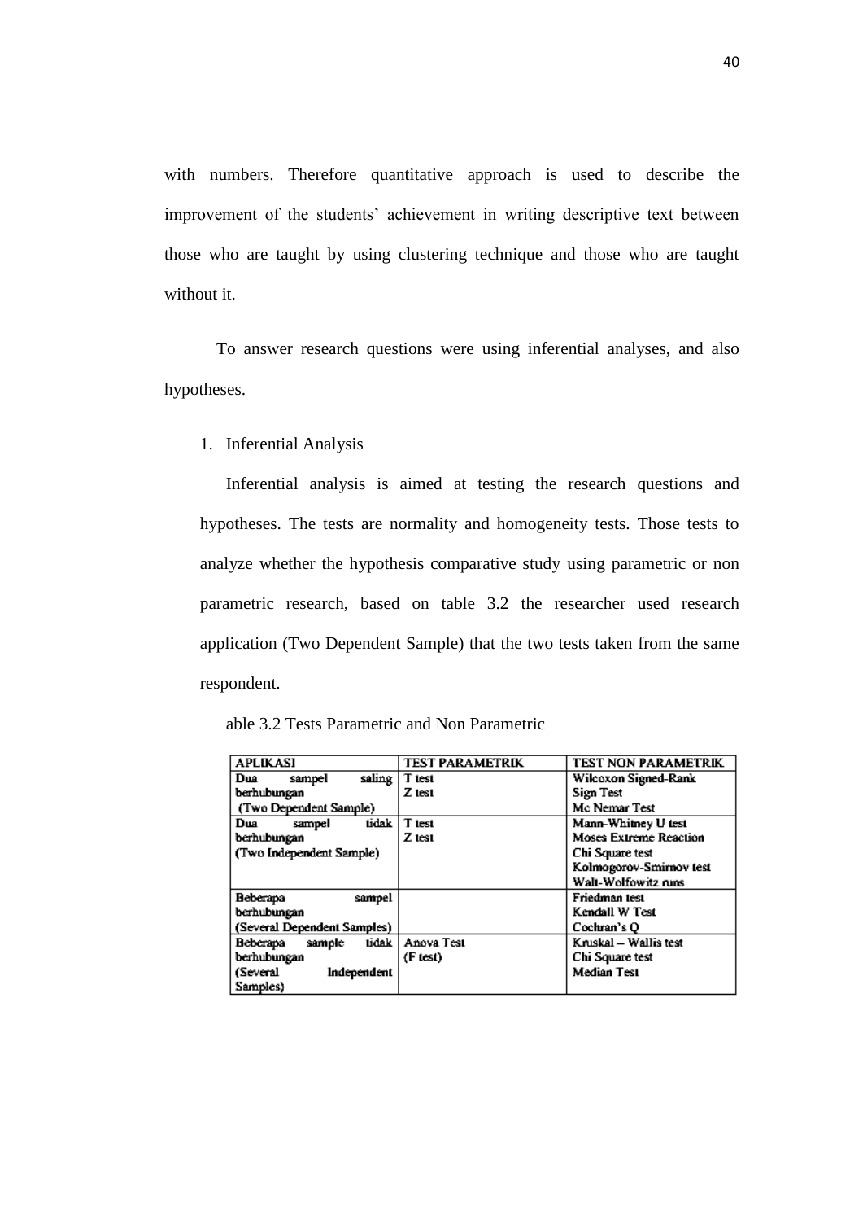with numbers. Therefore quantitative approach is used to describe the improvement of the students' achievement in writing descriptive text between those who are taught by using clustering technique and those who are taught without it.

To answer research questions were using inferential analyses, and also hypotheses.

1. Inferential Analysis

Inferential analysis is aimed at testing the research questions and hypotheses. The tests are normality and homogeneity tests. Those tests to analyze whether the hypothesis comparative study using parametric or non parametric research, based on table 3.2 the researcher used research application (Two Dependent Sample) that the two tests taken from the same respondent.

able 3.2 Tests Parametric and Non Parametric

| APLIKASI | TEST PARAMETRIK | TEST NON PARAMETRIK |
|---|---|---|
| Dua sampel saling berhubungan (Two Dependent Sample) | T test<br>Z test | Wilcoxon Signed-Rank<br>Sign Test<br>Mc Nemar Test |
| Dua sampel tidak berhubungan (Two Independent Sample) | T test<br>Z test | Mann-Whitney U test<br>Moses Extreme Reaction<br>Chi Square test<br>Kolmogorov-Smirnov test<br>Walt-Wolfowitz runs |
| Beberapa sampel berhubungan (Several Dependent Samples) | | Friedman test<br>Kendall W Test<br>Cochran's Q |
| Beberapa sample tidak berhubungan (Several Independent Samples) | Anova Test<br>(F test) | Kruskal – Wallis test<br>Chi Square test<br>Median Test |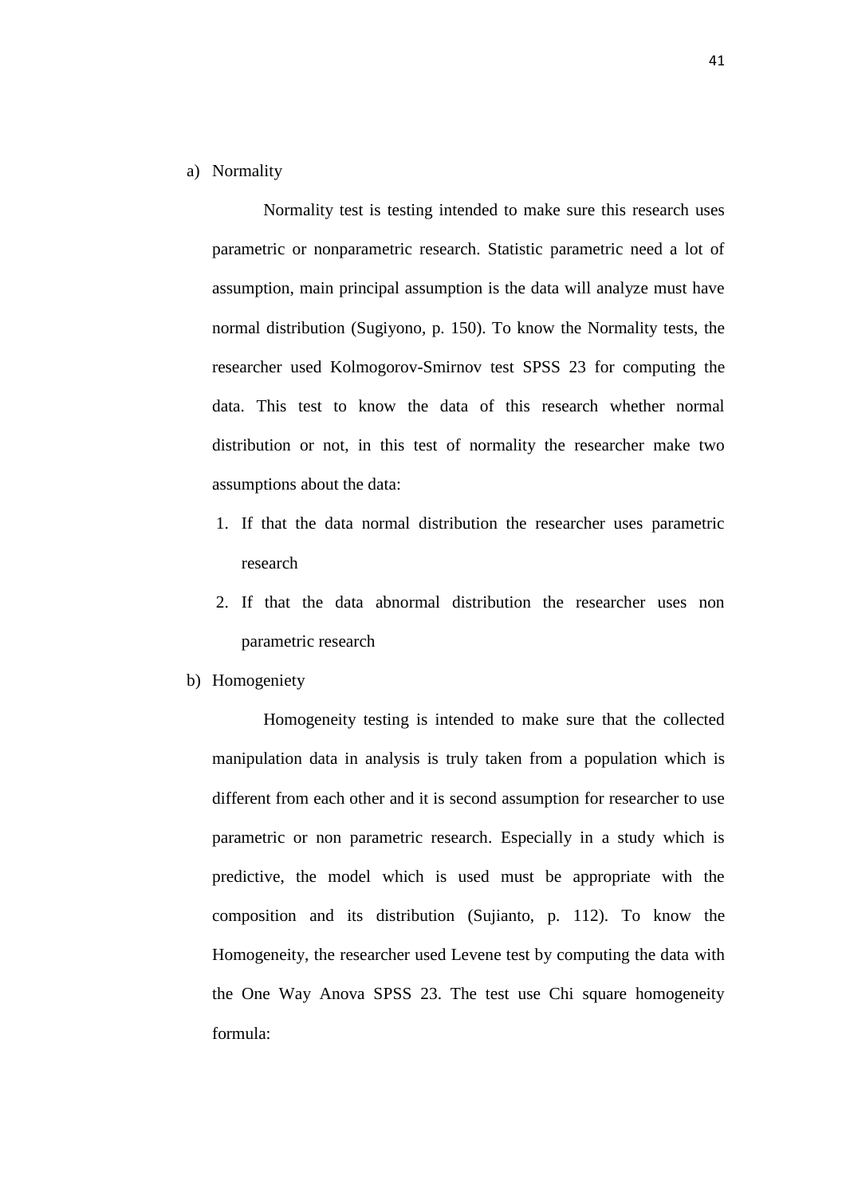a) Normality

Normality test is testing intended to make sure this research uses parametric or nonparametric research. Statistic parametric need a lot of assumption, main principal assumption is the data will analyze must have normal distribution (Sugiyono, p. 150). To know the Normality tests, the researcher used Kolmogorov-Smirnov test SPSS 23 for computing the data. This test to know the data of this research whether normal distribution or not, in this test of normality the researcher make two assumptions about the data:

1. If that the data normal distribution the researcher uses parametric research
2. If that the data abnormal distribution the researcher uses non parametric research

b) Homogeniety

Homogeneity testing is intended to make sure that the collected manipulation data in analysis is truly taken from a population which is different from each other and it is second assumption for researcher to use parametric or non parametric research. Especially in a study which is predictive, the model which is used must be appropriate with the composition and its distribution (Sujianto, p. 112). To know the Homogeneity, the researcher used Levene test by computing the data with the One Way Anova SPSS 23. The test use Chi square homogeneity formula: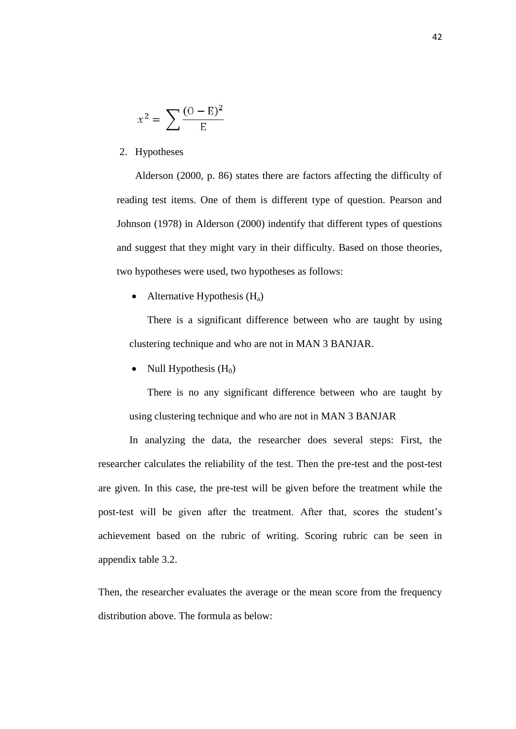$$x^2 = \sum \frac{(O - E)^2}{E}$$

2. Hypotheses

Alderson (2000, p. 86) states there are factors affecting the difficulty of reading test items. One of them is different type of question. Pearson and Johnson (1978) in Alderson (2000) indentify that different types of questions and suggest that they might vary in their difficulty. Based on those theories, two hypotheses were used, two hypotheses as follows:

- Alternative Hypothesis ($H_a$)

  There is a significant difference between who are taught by using clustering technique and who are not in MAN 3 BANJAR.

- Null Hypothesis ($H_0$)

  There is no any significant difference between who are taught by using clustering technique and who are not in MAN 3 BANJAR

In analyzing the data, the researcher does several steps: First, the researcher calculates the reliability of the test. Then the pre-test and the post-test are given. In this case, the pre-test will be given before the treatment while the post-test will be given after the treatment. After that, scores the student's achievement based on the rubric of writing. Scoring rubric can be seen in appendix table 3.2.

Then, the researcher evaluates the average or the mean score from the frequency distribution above. The formula as below: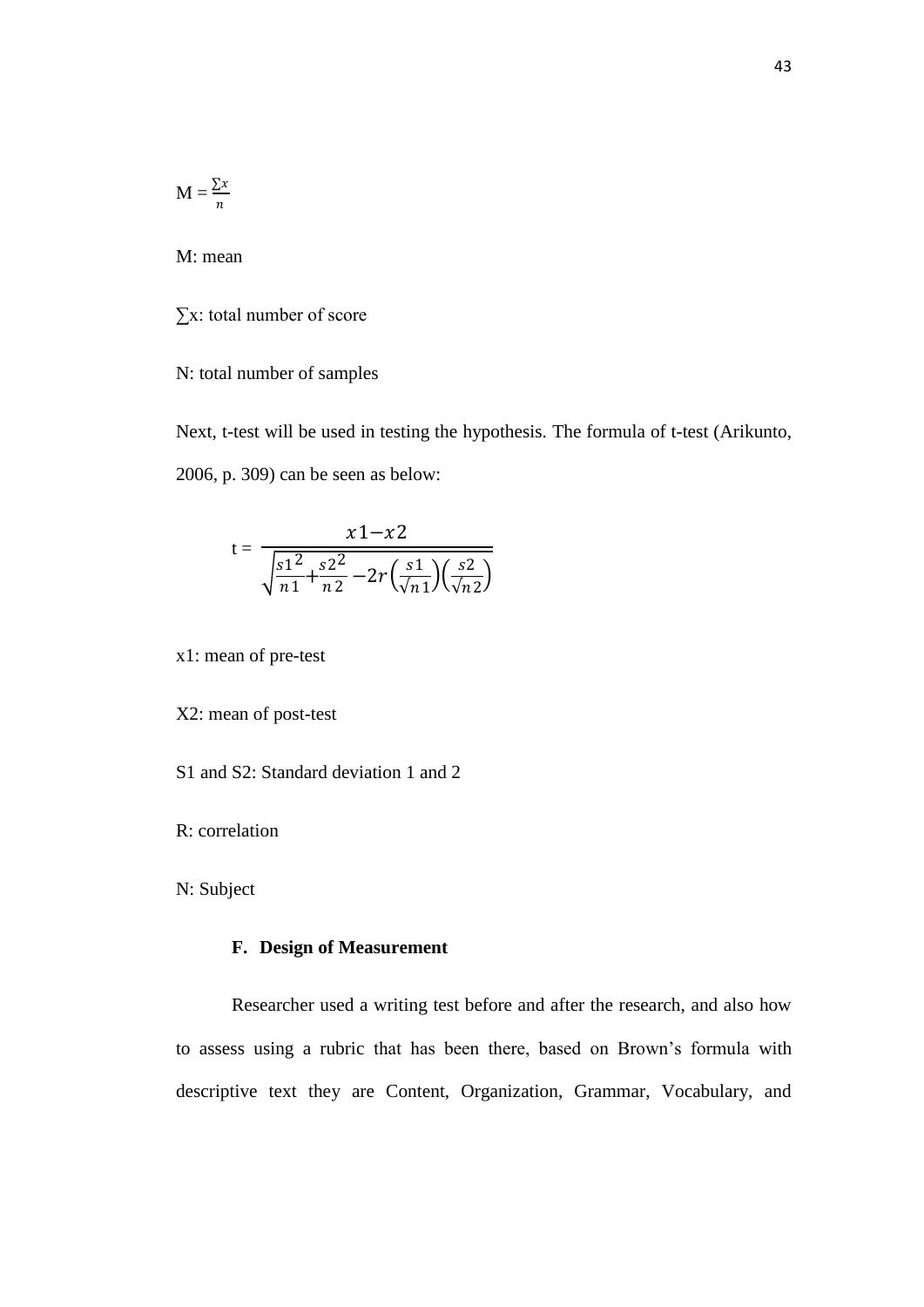$$M = \frac{\sum x}{n}$$

M: mean

∑x: total number of score

N: total number of samples

Next, t-test will be used in testing the hypothesis. The formula of t-test (Arikunto, 2006, p. 309) can be seen as below:

$$t = \frac{x1 - x2}{\sqrt{\frac{s1^2}{n1} + \frac{s2^2}{n2} - 2r\left(\frac{s1}{\sqrt{n1}}\right)\left(\frac{s2}{\sqrt{n2}}\right)}}$$

x1: mean of pre-test

X2: mean of post-test

S1 and S2: Standard deviation 1 and 2

R: correlation

N: Subject

### F. Design of Measurement

Researcher used a writing test before and after the research, and also how to assess using a rubric that has been there, based on Brown's formula with descriptive text they are Content, Organization, Grammar, Vocabulary, and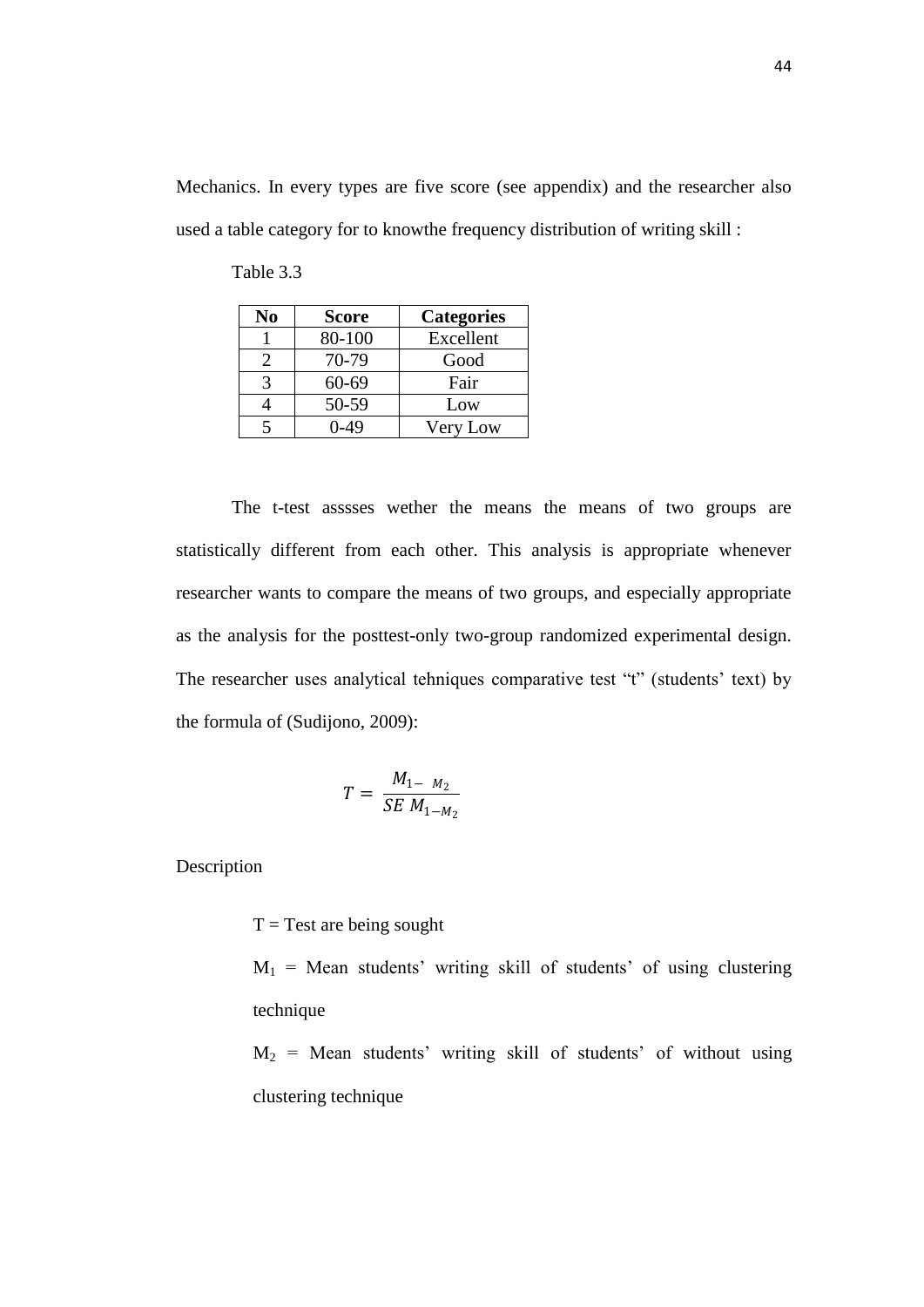Mechanics. In every types are five score (see appendix) and the researcher also used a table category for to knowthe frequency distribution of writing skill :

Table 3.3

| No | Score | Categories |
|---|---|---|
| 1 | 80-100 | Excellent |
| 2 | 70-79 | Good |
| 3 | 60-69 | Fair |
| 4 | 50-59 | Low |
| 5 | 0-49 | Very Low |

The t-test asssses wether the means the means of two groups are statistically different from each other. This analysis is appropriate whenever researcher wants to compare the means of two groups, and especially appropriate as the analysis for the posttest-only two-group randomized experimental design. The researcher uses analytical tehniques comparative test "t" (students' text) by the formula of (Sudijono, 2009):

$$T = \frac{M_{1-\ M_2}}{SE\ M_{1-M_2}}$$

Description

T = Test are being sought

$M_1$ = Mean students' writing skill of students' of using clustering technique

$M_2$ = Mean students' writing skill of students' of without using clustering technique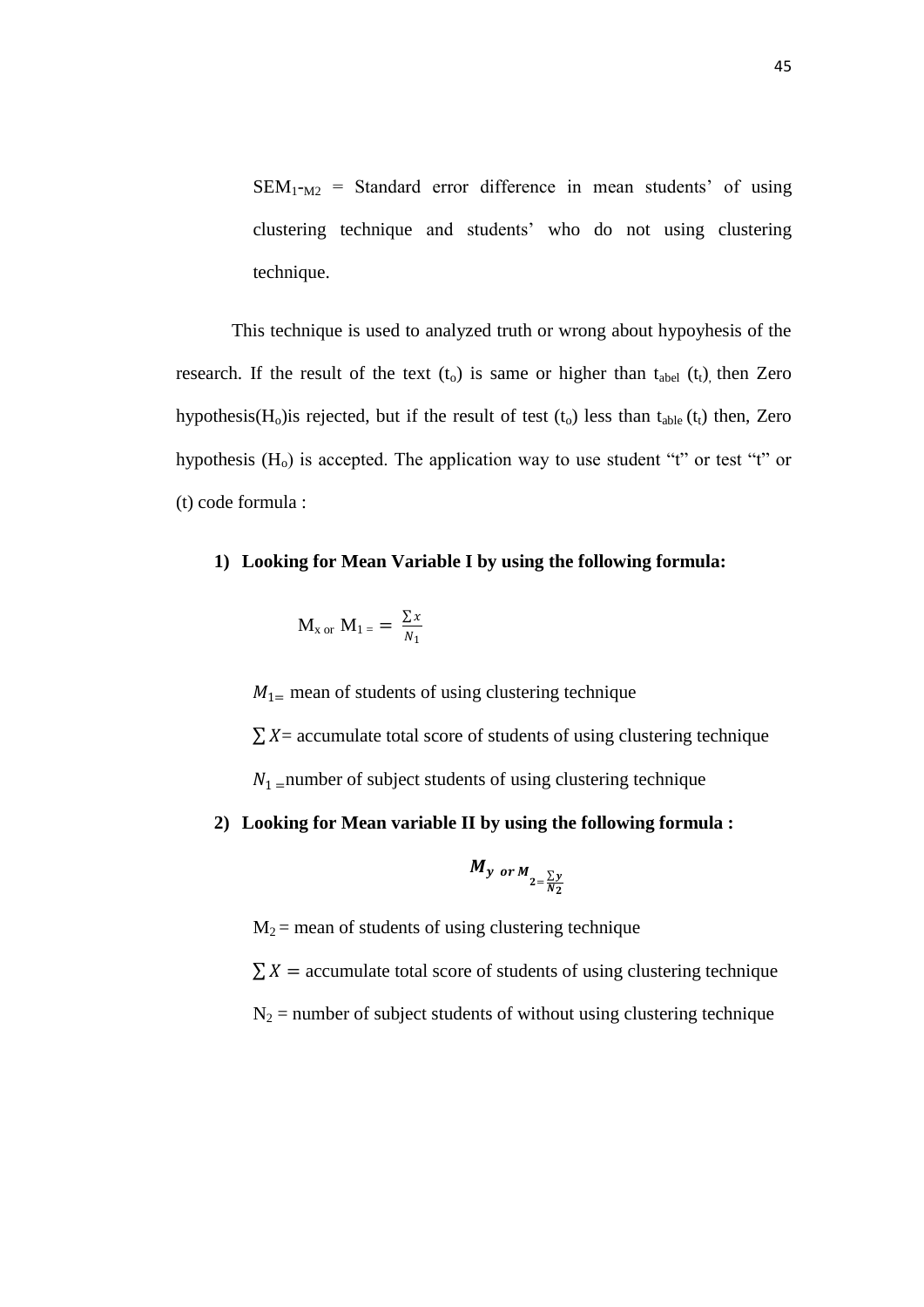$SEM_{1}$-$_{M2}$ = Standard error difference in mean students' of using clustering technique and students' who do not using clustering technique.

This technique is used to analyzed truth or wrong about hypoyhesis of the research. If the result of the text ($t_o$) is same or higher than $t_{abel}$ ($t_t$), then Zero hypothesis($H_o$)is rejected, but if the result of test ($t_o$) less than $t_{able}$ ($t_t$) then, Zero hypothesis ($H_o$) is accepted. The application way to use student "t" or test "t" or (t) code formula :

1) **Looking for Mean Variable I by using the following formula:**

$$M_x \text{ or } M_1 = \frac{\sum x}{N_1}$$

$M_1$ = mean of students of using clustering technique

$\sum X$= accumulate total score of students of using clustering technique

$N_1$ =number of subject students of using clustering technique

2) **Looking for Mean variable II by using the following formula :**

$$M_y \text{ or } M_2 = \frac{\sum y}{N_2}$$

$M_2$ = mean of students of using clustering technique

$\sum X$ = accumulate total score of students of using clustering technique

$N_2$ = number of subject students of without using clustering technique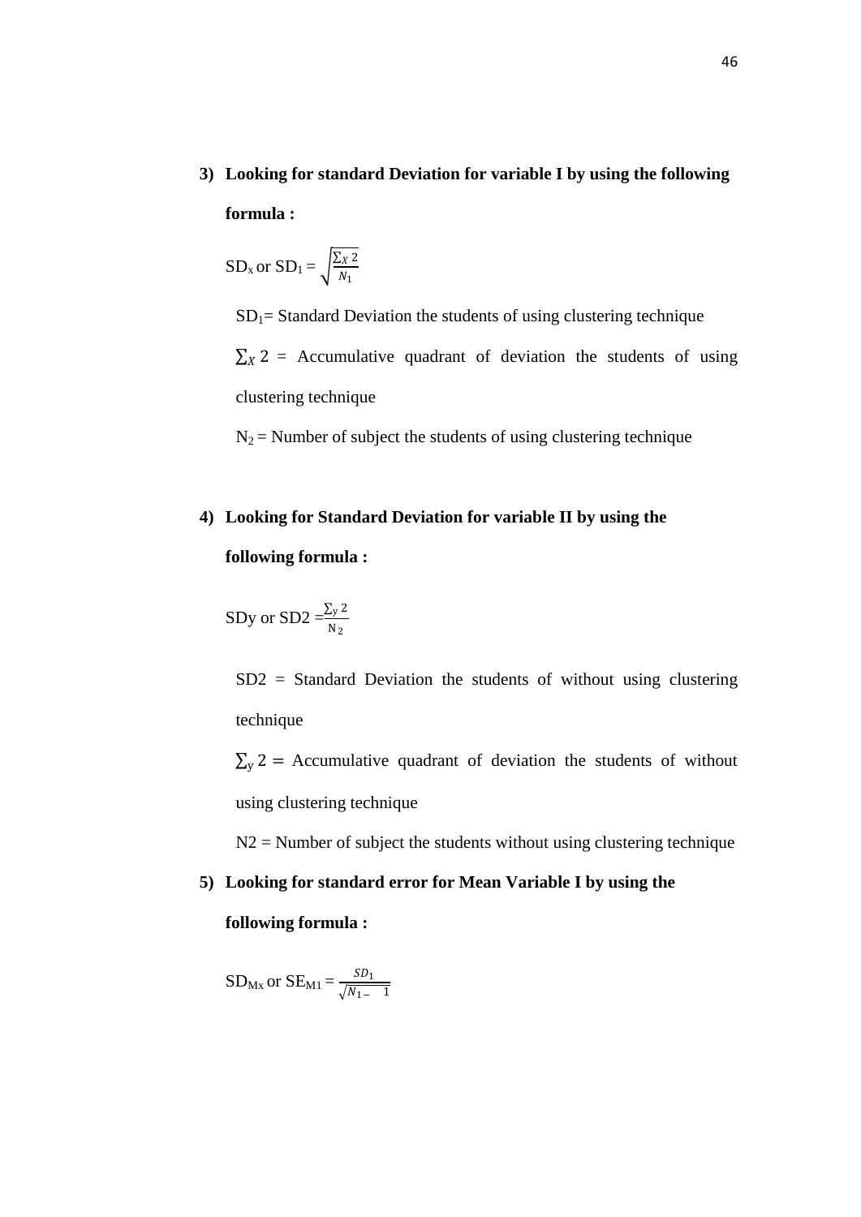3) **Looking for standard Deviation for variable I by using the following formula :**

   $SD_x$ or $SD_1 = \sqrt{\frac{\sum_X 2}{N_1}}$

   $SD_1$= Standard Deviation the students of using clustering technique

   $\sum_X 2$ = Accumulative quadrant of deviation the students of using clustering technique

   $N_2$ = Number of subject the students of using clustering technique

4) **Looking for Standard Deviation for variable II by using the following formula :**

   SDy or SD2 $=\frac{\sum_y 2}{N_2}$

   SD2 = Standard Deviation the students of without using clustering technique

   $\sum_y 2 =$ Accumulative quadrant of deviation the students of without using clustering technique

   N2 = Number of subject the students without using clustering technique

5) **Looking for standard error for Mean Variable I by using the following formula :**

   $SD_{Mx}$ or $SE_{M1} = \frac{SD_1}{\sqrt{N_{1-} \quad 1}}$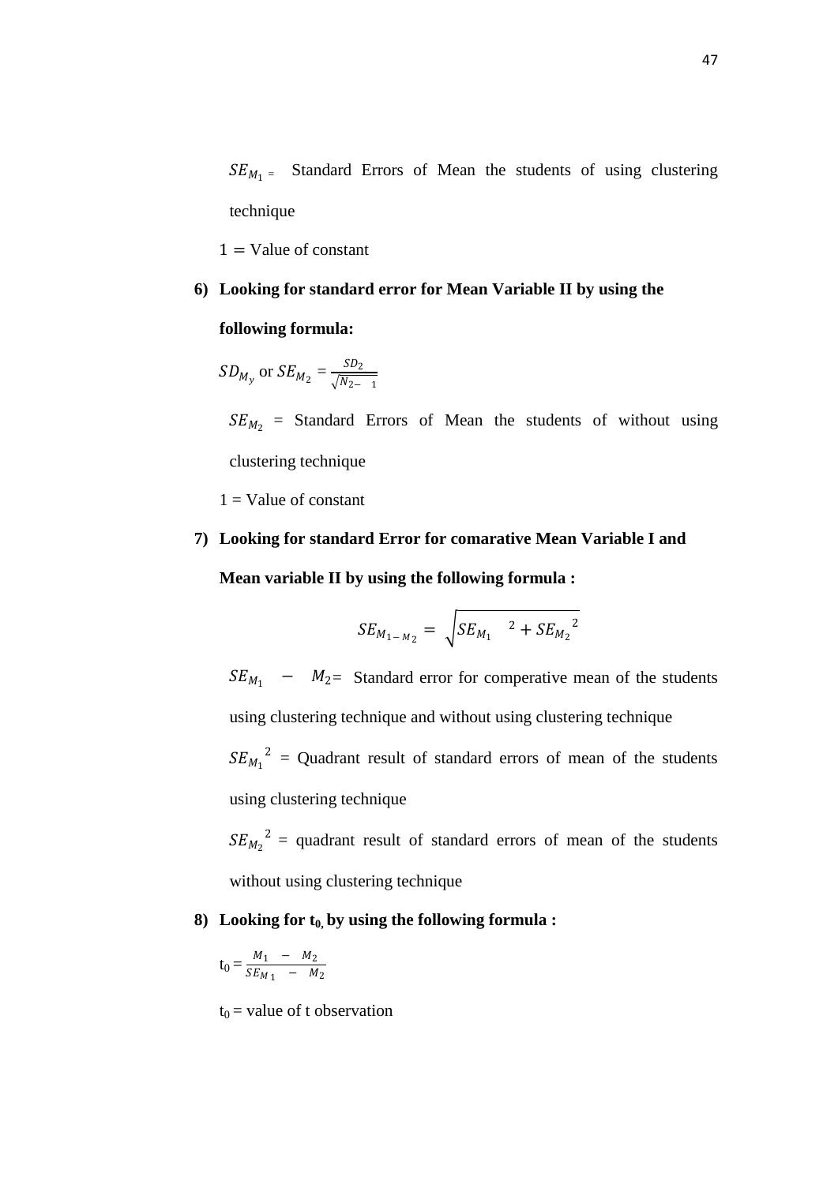$SE_{M_1}$ = Standard Errors of Mean the students of using clustering technique

1 = Value of constant

**6) Looking for standard error for Mean Variable II by using the following formula:**

$SD_{M_y}$ or $SE_{M_2} = \frac{SD_2}{\sqrt{N_{2-1}}}$

$SE_{M_2}$ = Standard Errors of Mean the students of without using clustering technique

1 = Value of constant

**7) Looking for standard Error for comarative Mean Variable I and Mean variable II by using the following formula :**

$$SE_{M_{1-M_2}} = \sqrt{SE_{M_1}{}^2 + SE_{M_2}{}^2}$$

$SE_{M_1} - M_2$ = Standard error for comperative mean of the students using clustering technique and without using clustering technique

$SE_{M_1}{}^2$ = Quadrant result of standard errors of mean of the students using clustering technique

$SE_{M_2}{}^2$ = quadrant result of standard errors of mean of the students without using clustering technique

**8) Looking for $t_0$, by using the following formula :**

$t_0 = \frac{M_1 - M_2}{SE_{M_1} - M_2}$

$t_0$ = value of t observation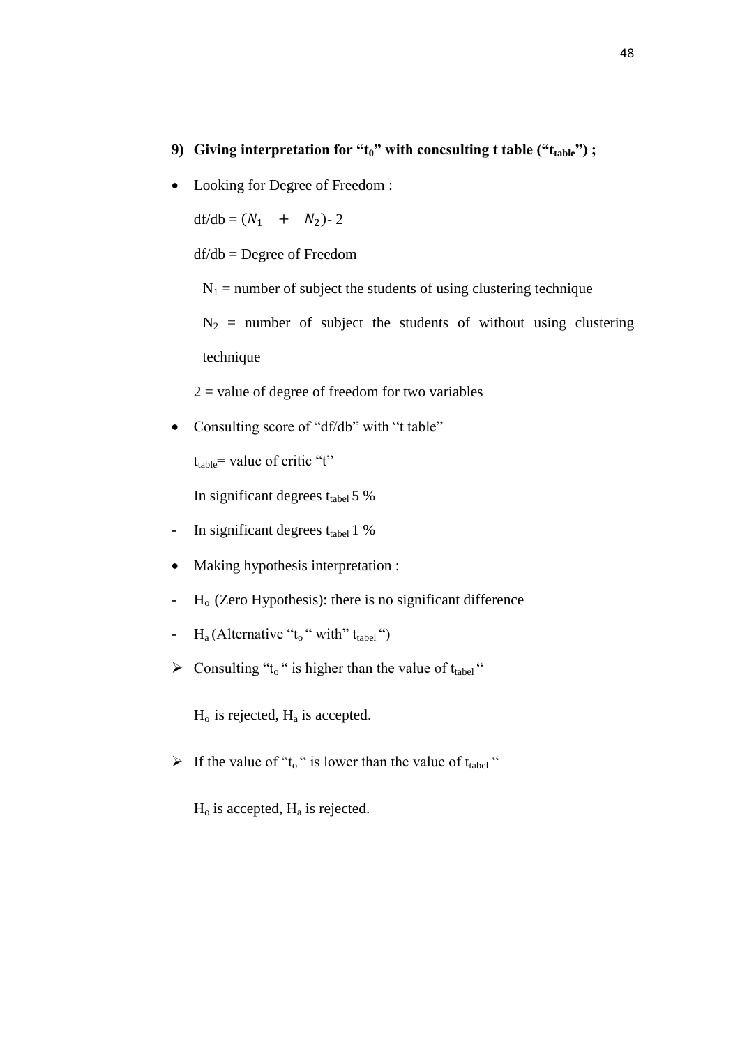9) **Giving interpretation for "$t_0$" with concsulting t table ("$t_{table}$") ;**

- Looking for Degree of Freedom :

  df/db = $(N_1 \quad + \quad N_2)$- 2

  df/db = Degree of Freedom

  $N_1$ = number of subject the students of using clustering technique

  $N_2$ = number of subject the students of without using clustering technique

  2 = value of degree of freedom for two variables

- Consulting score of "df/db" with "t table"

  $t_{table}$= value of critic "t"

  In significant degrees $t_{tabel}$ 5 %

- In significant degrees $t_{tabel}$ 1 %

- Making hypothesis interpretation :

- $H_o$ (Zero Hypothesis): there is no significant difference
- $H_a$ (Alternative "$t_o$ " with" $t_{tabel}$ ")

➢ Consulting "$t_o$ " is higher than the value of $t_{tabel}$ "

  $H_o$ is rejected, $H_a$ is accepted.

➢ If the value of "$t_o$ " is lower than the value of $t_{tabel}$ "

  $H_o$ is accepted, $H_a$ is rejected.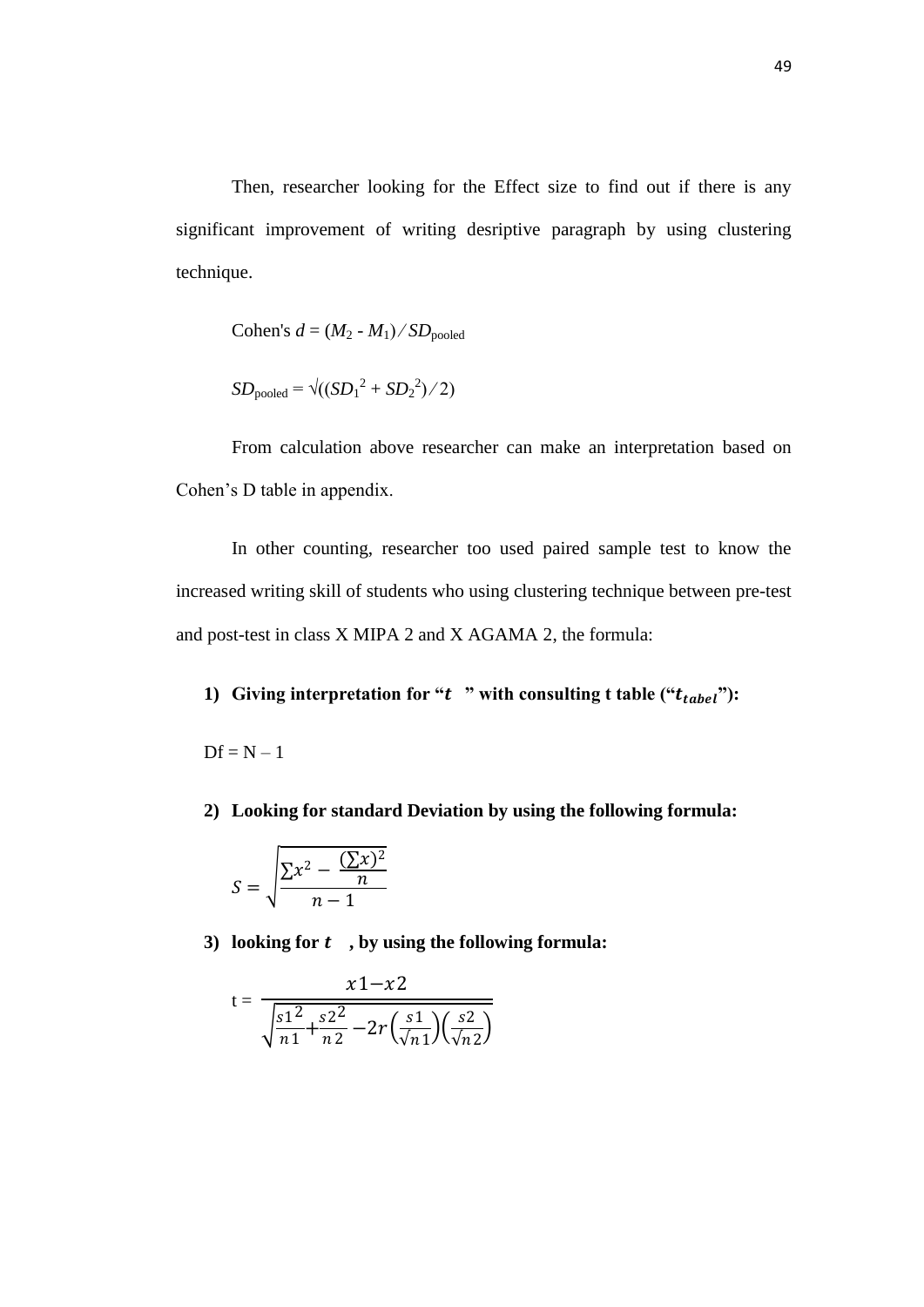Then, researcher looking for the Effect size to find out if there is any significant improvement of writing desriptive paragraph by using clustering technique.

Cohen's $d = (M_2 - M_1) / SD_{pooled}$

$SD_{pooled} = \sqrt{((SD_1^2 + SD_2^2) / 2)}$

From calculation above researcher can make an interpretation based on Cohen's D table in appendix.

In other counting, researcher too used paired sample test to know the increased writing skill of students who using clustering technique between pre-test and post-test in class X MIPA 2 and X AGAMA 2, the formula:

1) **Giving interpretation for "$t$ " with consulting t table ("$t_{tabel}$"):**

Df = N – 1

2) **Looking for standard Deviation by using the following formula:**

$$S = \sqrt{\frac{\sum x^2 - \frac{(\sum x)^2}{n}}{n-1}}$$

3) **looking for $t$ , by using the following formula:**

$$t = \frac{x1 - x2}{\sqrt{\frac{s1^2}{n1} + \frac{s2^2}{n2} - 2r\left(\frac{s1}{\sqrt{n1}}\right)\left(\frac{s2}{\sqrt{n2}}\right)}}$$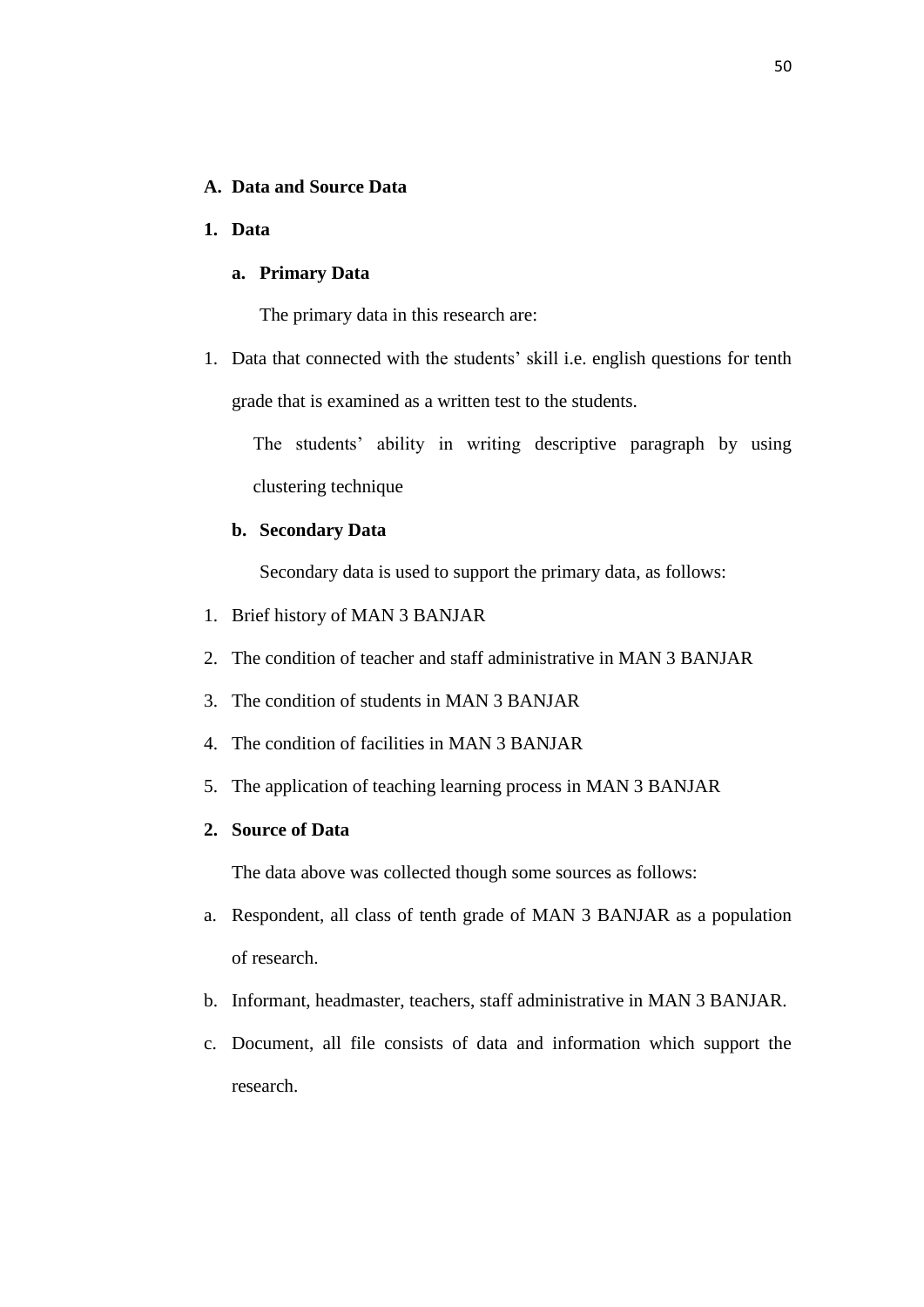## A. Data and Source Data

### 1. Data

#### a. Primary Data

The primary data in this research are:

1. Data that connected with the students' skill i.e. english questions for tenth grade that is examined as a written test to the students.

   The students' ability in writing descriptive paragraph by using clustering technique

#### b. Secondary Data

Secondary data is used to support the primary data, as follows:

1. Brief history of MAN 3 BANJAR
2. The condition of teacher and staff administrative in MAN 3 BANJAR
3. The condition of students in MAN 3 BANJAR
4. The condition of facilities in MAN 3 BANJAR
5. The application of teaching learning process in MAN 3 BANJAR

### 2. Source of Data

The data above was collected though some sources as follows:

a. Respondent, all class of tenth grade of MAN 3 BANJAR as a population of research.

b. Informant, headmaster, teachers, staff administrative in MAN 3 BANJAR.

c. Document, all file consists of data and information which support the research.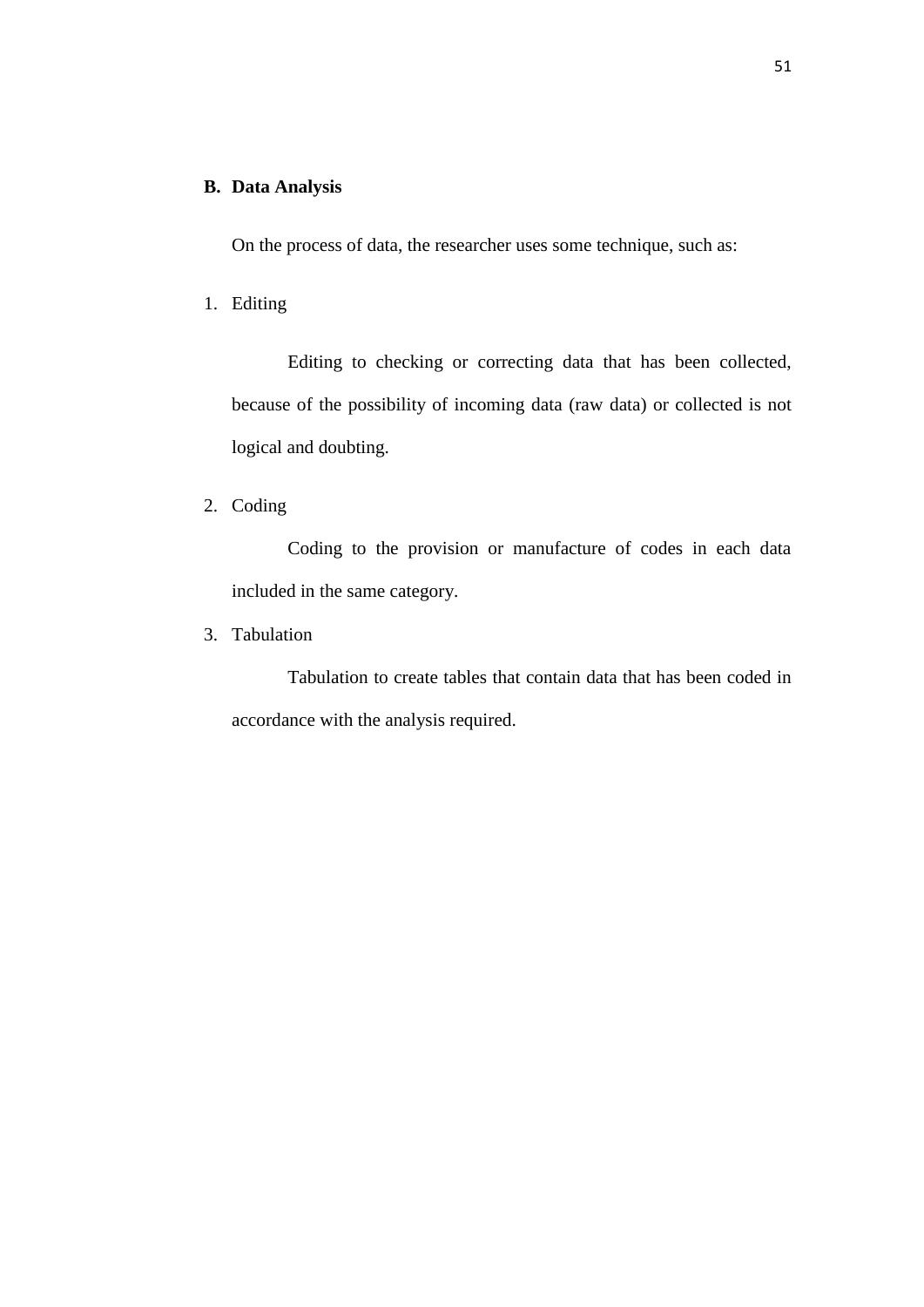## B. Data Analysis

On the process of data, the researcher uses some technique, such as:

1. Editing

    Editing to checking or correcting data that has been collected, because of the possibility of incoming data (raw data) or collected is not logical and doubting.

2. Coding

    Coding to the provision or manufacture of codes in each data included in the same category.

3. Tabulation

    Tabulation to create tables that contain data that has been coded in accordance with the analysis required.